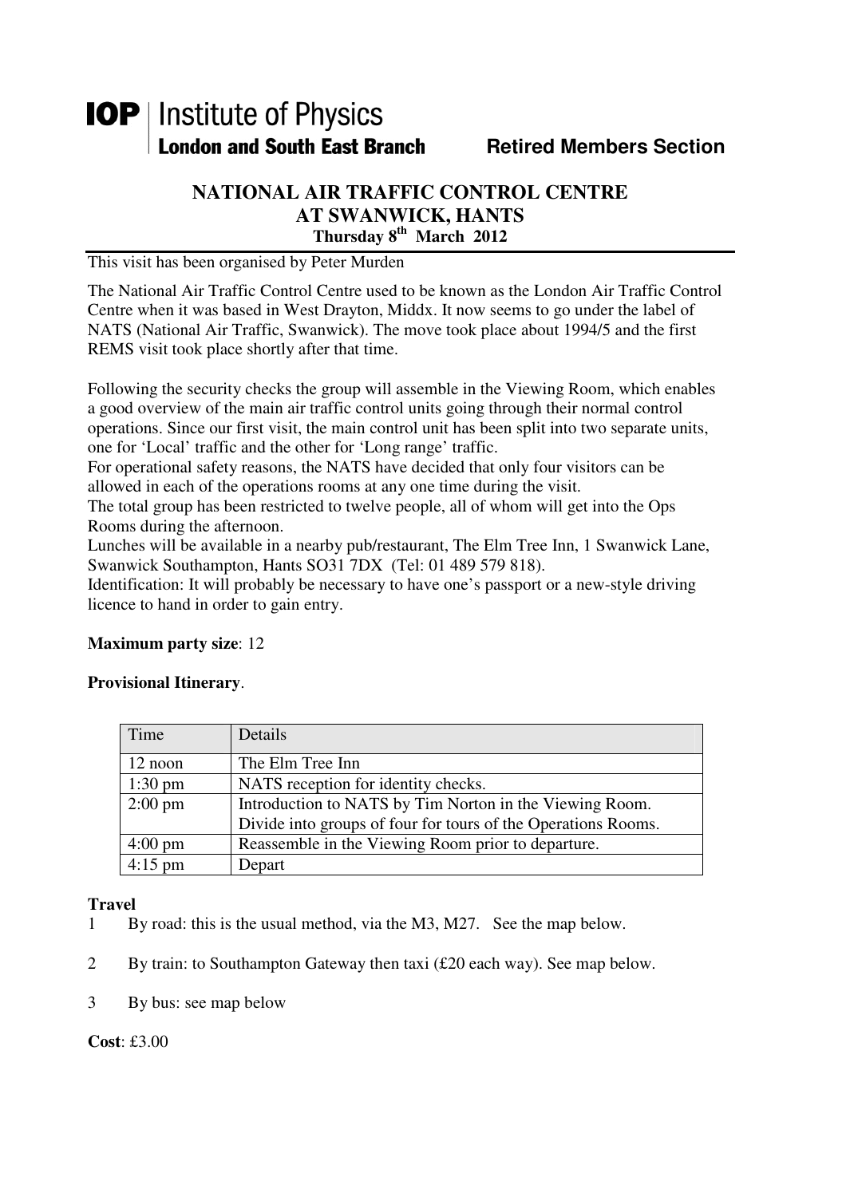**IOP** | Institute of Physics
**London and South East Branch** **Retired Members Section**

# NATIONAL AIR TRAFFIC CONTROL CENTRE AT SWANWICK, HANTS

**Thursday 8th March 2012**

This visit has been organised by Peter Murden

The National Air Traffic Control Centre used to be known as the London Air Traffic Control Centre when it was based in West Drayton, Middx. It now seems to go under the label of NATS (National Air Traffic, Swanwick). The move took place about 1994/5 and the first REMS visit took place shortly after that time.

Following the security checks the group will assemble in the Viewing Room, which enables a good overview of the main air traffic control units going through their normal control operations. Since our first visit, the main control unit has been split into two separate units, one for 'Local' traffic and the other for 'Long range' traffic.
For operational safety reasons, the NATS have decided that only four visitors can be allowed in each of the operations rooms at any one time during the visit.
The total group has been restricted to twelve people, all of whom will get into the Ops Rooms during the afternoon.
Lunches will be available in a nearby pub/restaurant, The Elm Tree Inn, 1 Swanwick Lane, Swanwick Southampton, Hants SO31 7DX (Tel: 01 489 579 818).
Identification: It will probably be necessary to have one's passport or a new-style driving licence to hand in order to gain entry.

**Maximum party size**: 12

**Provisional Itinerary**.

| Time | Details |
|---|---|
| 12 noon | The Elm Tree Inn |
| 1:30 pm | NATS reception for identity checks. |
| 2:00 pm | Introduction to NATS by Tim Norton in the Viewing Room.<br>Divide into groups of four for tours of the Operations Rooms. |
| 4:00 pm | Reassemble in the Viewing Room prior to departure. |
| 4:15 pm | Depart |

**Travel**

1 By road: this is the usual method, via the M3, M27. See the map below.

2 By train: to Southampton Gateway then taxi (£20 each way). See map below.

3 By bus: see map below

**Cost**: £3.00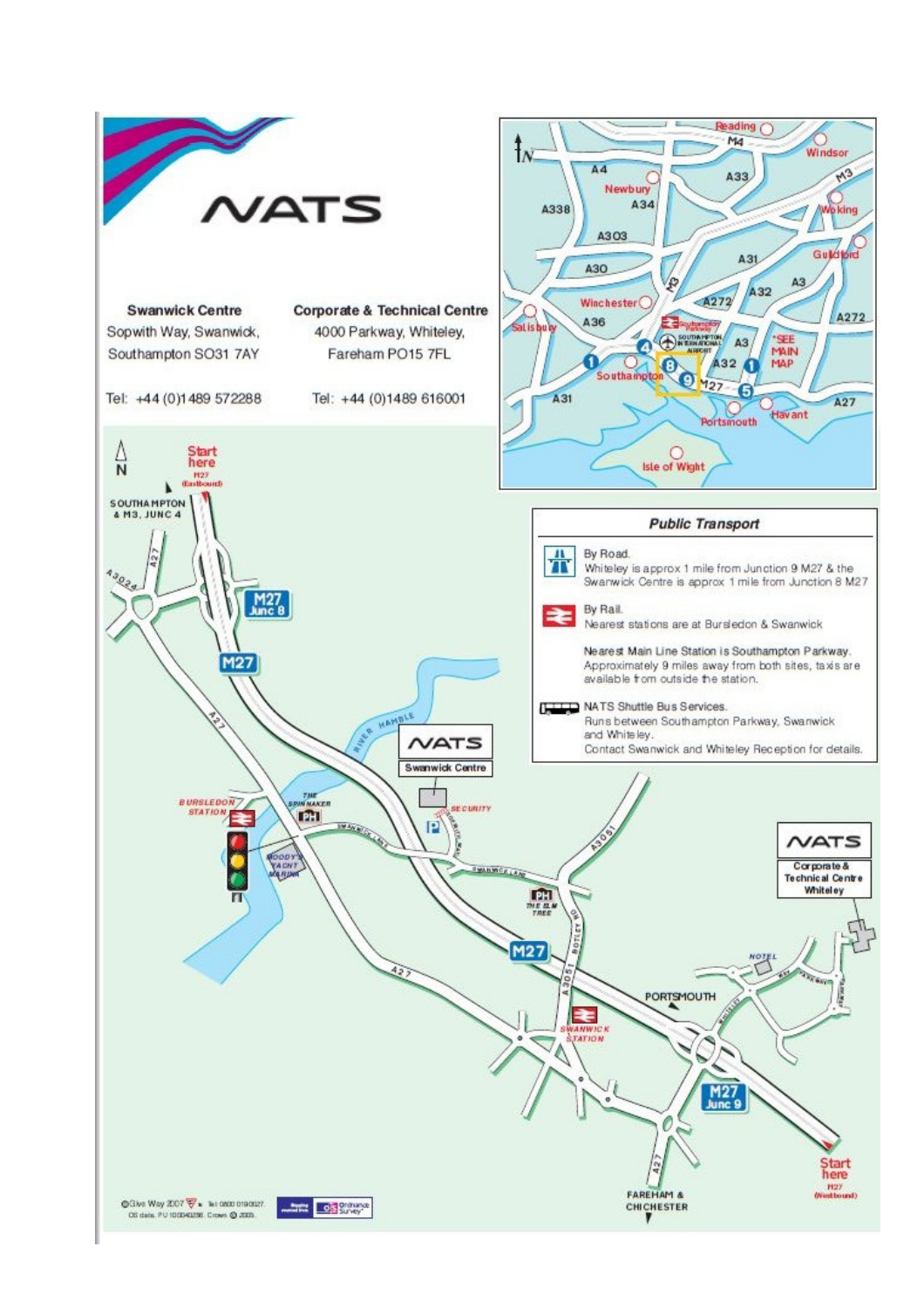# NATS

**Swanwick Centre**
Sopwith Way, Swanwick,
Southampton SO31 7AY

Tel: +44 (0)1489 572288

**Corporate & Technical Centre**
4000 Parkway, Whiteley,
Fareham PO15 7FL

Tel: +44 (0)1489 616001

## *Public Transport*

By Road.
Whiteley is approx 1 mile from Junction 9 M27 & the Swanwick Centre is approx 1 mile from Junction 8 M27

By Rail.
Nearest stations are at Bursledon & Swanwick

Nearest Main Line Station is Southampton Parkway.
Approximately 9 miles away from both sites, taxis are available from outside the station.

NATS Shuttle Bus Services.
Runs between Southampton Parkway, Swanwick and Whiteley.
Contact Swanwick and Whiteley Reception for details.

Start here
M27 (Eastbound)

SOUTHAMPTON & M3, JUNC 4

M27 Junc 8

NATS Swanwick Centre

SECURITY

BURSLEDON STATION

THE SPINNAKER

MOODY'S YACHT MARINA

THE ELM TREE

SWANWICK STATION

PORTSMOUTH

NATS Corporate & Technical Centre Whiteley

HOTEL

M27 Junc 9

FAREHAM & CHICHESTER

Start here
M27 (Westbound)

©Give Way 2007 Tel 0800 0190027. OS data. PU 100040288. Crown © 2005.